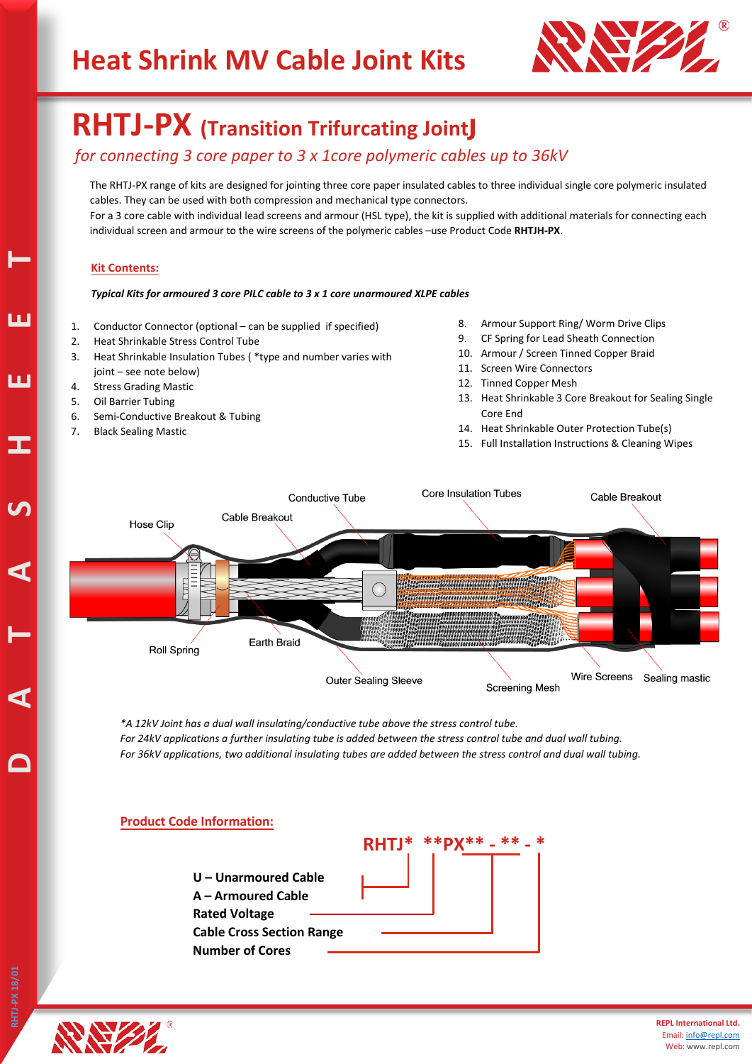# Heat Shrink MV Cable Joint Kits

## RHTJ-PX (Transition Trifurcating Joint)

*for connecting 3 core paper to 3 x 1core polymeric cables up to 36kV*

The RHTJ-PX range of kits are designed for jointing three core paper insulated cables to three individual single core polymeric insulated cables. They can be used with both compression and mechanical type connectors.
For a 3 core cable with individual lead screens and armour (HSL type), the kit is supplied with additional materials for connecting each individual screen and armour to the wire screens of the polymeric cables –use Product Code **RHTJH-PX**.

### Kit Contents:

***Typical Kits for armoured 3 core PILC cable to 3 x 1 core unarmoured XLPE cables***

1. Conductor Connector (optional – can be supplied if specified)
2. Heat Shrinkable Stress Control Tube
3. Heat Shrinkable Insulation Tubes ( *type and number varies with joint – see note below)
4. Stress Grading Mastic
5. Oil Barrier Tubing
6. Semi-Conductive Breakout & Tubing
7. Black Sealing Mastic
8. Armour Support Ring/ Worm Drive Clips
9. CF Spring for Lead Sheath Connection
10. Armour / Screen Tinned Copper Braid
11. Screen Wire Connectors
12. Tinned Copper Mesh
13. Heat Shrinkable 3 Core Breakout for Sealing Single Core End
14. Heat Shrinkable Outer Protection Tube(s)
15. Full Installation Instructions & Cleaning Wipes

Hose Clip, Conductive Tube, Cable Breakout, Core Insulation Tubes, Cable Breakout, Roll Spring, Earth Braid, Outer Sealing Sleeve, Screening Mesh, Wire Screens, Sealing mastic

*\*A 12kV Joint has a dual wall insulating/conductive tube above the stress control tube.*
*For 24kV applications a further insulating tube is added between the stress control tube and dual wall tubing.*
*For 36kV applications, two additional insulating tubes are added between the stress control and dual wall tubing.*

### Product Code Information:

**RHTJ\* \*\*PX\*\* - \*\* - \***

- **U – Unarmoured Cable**
- **A – Armoured Cable**
- **Rated Voltage**
- **Cable Cross Section Range**
- **Number of Cores**

**REPL International Ltd.**
Email: info@repl.com
Web: www.repl.com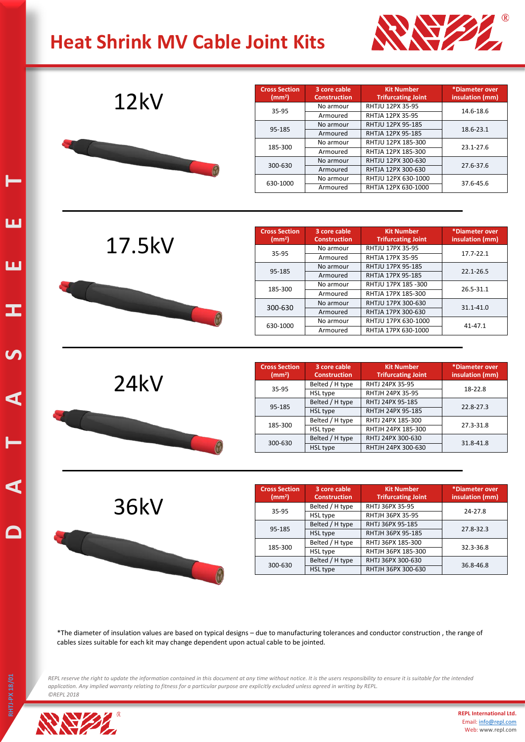# Heat Shrink MV Cable Joint Kits

## 12kV

| Cross Section (mm²) | 3 core cable Construction | Kit Number Trifurcating Joint | *Diameter over insulation (mm) |
|---|---|---|---|
| 35-95 | No armour | RHTJU 12PX 35-95 | 14.6-18.6 |
| | Armoured | RHTJA 12PX 35-95 | |
| 95-185 | No armour | RHTJU 12PX 95-185 | 18.6-23.1 |
| | Armoured | RHTJA 12PX 95-185 | |
| 185-300 | No armour | RHTJU 12PX 185-300 | 23.1-27.6 |
| | Armoured | RHTJA 12PX 185-300 | |
| 300-630 | No armour | RHTJU 12PX 300-630 | 27.6-37.6 |
| | Armoured | RHTJA 12PX 300-630 | |
| 630-1000 | No armour | RHTJU 12PX 630-1000 | 37.6-45.6 |
| | Armoured | RHTJA 12PX 630-1000 | |

## 17.5kV

| Cross Section (mm²) | 3 core cable Construction | Kit Number Trifurcating Joint | *Diameter over insulation (mm) |
|---|---|---|---|
| 35-95 | No armour | RHTJU 17PX 35-95 | 17.7-22.1 |
| | Armoured | RHTJA 17PX 35-95 | |
| 95-185 | No armour | RHTJU 17PX 95-185 | 22.1-26.5 |
| | Armoured | RHTJA 17PX 95-185 | |
| 185-300 | No armour | RHTJU 17PX 185 -300 | 26.5-31.1 |
| | Armoured | RHTJA 17PX 185-300 | |
| 300-630 | No armour | RHTJU 17PX 300-630 | 31.1-41.0 |
| | Armoured | RHTJA 17PX 300-630 | |
| 630-1000 | No armour | RHTJU 17PX 630-1000 | 41-47.1 |
| | Armoured | RHTJA 17PX 630-1000 | |

## 24kV

| Cross Section (mm²) | 3 core cable Construction | Kit Number Trifurcating Joint | *Diameter over insulation (mm) |
|---|---|---|---|
| 35-95 | Belted / H type | RHTJ 24PX 35-95 | 18-22.8 |
| | HSL type | RHTJH 24PX 35-95 | |
| 95-185 | Belted / H type | RHTJ 24PX 95-185 | 22.8-27.3 |
| | HSL type | RHTJH 24PX 95-185 | |
| 185-300 | Belted / H type | RHTJ 24PX 185-300 | 27.3-31.8 |
| | HSL type | RHTJH 24PX 185-300 | |
| 300-630 | Belted / H type | RHTJ 24PX 300-630 | 31.8-41.8 |
| | HSL type | RHTJH 24PX 300-630 | |

## 36kV

| Cross Section (mm²) | 3 core cable Construction | Kit Number Trifurcating Joint | *Diameter over insulation (mm) |
|---|---|---|---|
| 35-95 | Belted / H type | RHTJ 36PX 35-95 | 24-27.8 |
| | HSL type | RHTJH 36PX 35-95 | |
| 95-185 | Belted / H type | RHTJ 36PX 95-185 | 27.8-32.3 |
| | HSL type | RHTJH 36PX 95-185 | |
| 185-300 | Belted / H type | RHTJ 36PX 185-300 | 32.3-36.8 |
| | HSL type | RHTJH 36PX 185-300 | |
| 300-630 | Belted / H type | RHTJ 36PX 300-630 | 36.8-46.8 |
| | HSL type | RHTJH 36PX 300-630 | |

*The diameter of insulation values are based on typical designs – due to manufacturing tolerances and conductor construction , the range of cables sizes suitable for each kit may change dependent upon actual cable to be jointed.

*REPL reserve the right to update the information contained in this document at any time without notice. It is the users responsibility to ensure it is suitable for the intended application. Any implied warranty relating to fitness for a particular purpose are explicitly excluded unless agreed in writing by REPL.*
*©REPL 2018*

RHTJ-PX 18/01

**REPL International Ltd.**
Email: info@repl.com
Web: www.repl.com